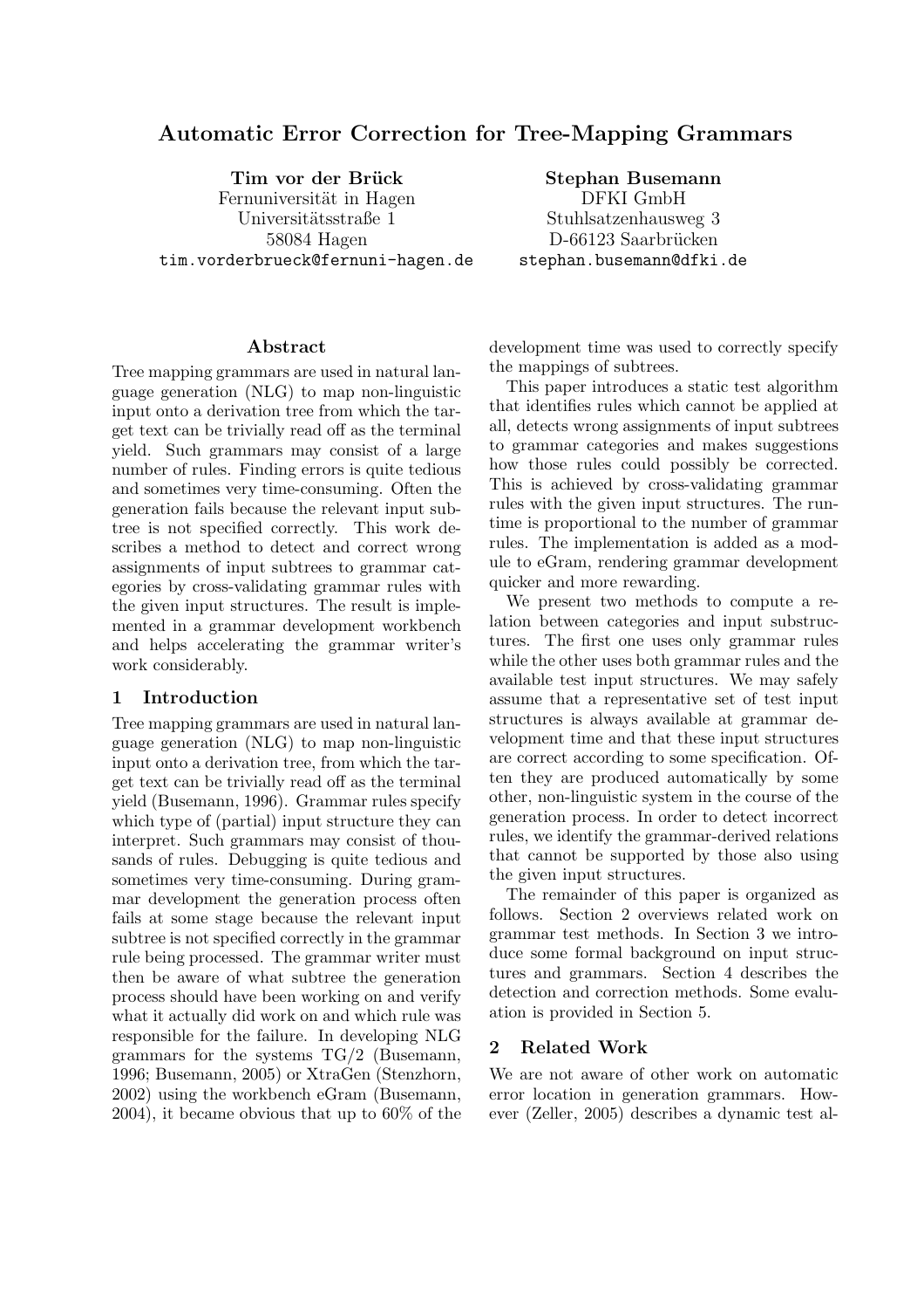# Automatic Error Correction for Tree-Mapping Grammars

**Tim vor der Brück**
Fernuniversität in Hagen
Universitätsstraße 1
58084 Hagen
tim.vorderbrueck@fernuni-hagen.de

**Stephan Busemann**
DFKI GmbH
Stuhlsatzenhausweg 3
D-66123 Saarbrücken
stephan.busemann@dfki.de

## Abstract

Tree mapping grammars are used in natural language generation (NLG) to map non-linguistic input onto a derivation tree from which the target text can be trivially read off as the terminal yield. Such grammars may consist of a large number of rules. Finding errors is quite tedious and sometimes very time-consuming. Often the generation fails because the relevant input subtree is not specified correctly. This work describes a method to detect and correct wrong assignments of input subtrees to grammar categories by cross-validating grammar rules with the given input structures. The result is implemented in a grammar development workbench and helps accelerating the grammar writer's work considerably.

## 1 Introduction

Tree mapping grammars are used in natural language generation (NLG) to map non-linguistic input onto a derivation tree, from which the target text can be trivially read off as the terminal yield (Busemann, 1996). Grammar rules specify which type of (partial) input structure they can interpret. Such grammars may consist of thousands of rules. Debugging is quite tedious and sometimes very time-consuming. During grammar development the generation process often fails at some stage because the relevant input subtree is not specified correctly in the grammar rule being processed. The grammar writer must then be aware of what subtree the generation process should have been working on and verify what it actually did work on and which rule was responsible for the failure. In developing NLG grammars for the systems TG/2 (Busemann, 1996; Busemann, 2005) or XtraGen (Stenzhorn, 2002) using the workbench eGram (Busemann, 2004), it became obvious that up to 60% of the development time was used to correctly specify the mappings of subtrees.

This paper introduces a static test algorithm that identifies rules which cannot be applied at all, detects wrong assignments of input subtrees to grammar categories and makes suggestions how those rules could possibly be corrected. This is achieved by cross-validating grammar rules with the given input structures. The runtime is proportional to the number of grammar rules. The implementation is added as a module to eGram, rendering grammar development quicker and more rewarding.

We present two methods to compute a relation between categories and input substructures. The first one uses only grammar rules while the other uses both grammar rules and the available test input structures. We may safely assume that a representative set of test input structures is always available at grammar development time and that these input structures are correct according to some specification. Often they are produced automatically by some other, non-linguistic system in the course of the generation process. In order to detect incorrect rules, we identify the grammar-derived relations that cannot be supported by those also using the given input structures.

The remainder of this paper is organized as follows. Section 2 overviews related work on grammar test methods. In Section 3 we introduce some formal background on input structures and grammars. Section 4 describes the detection and correction methods. Some evaluation is provided in Section 5.

## 2 Related Work

We are not aware of other work on automatic error location in generation grammars. However (Zeller, 2005) describes a dynamic test al-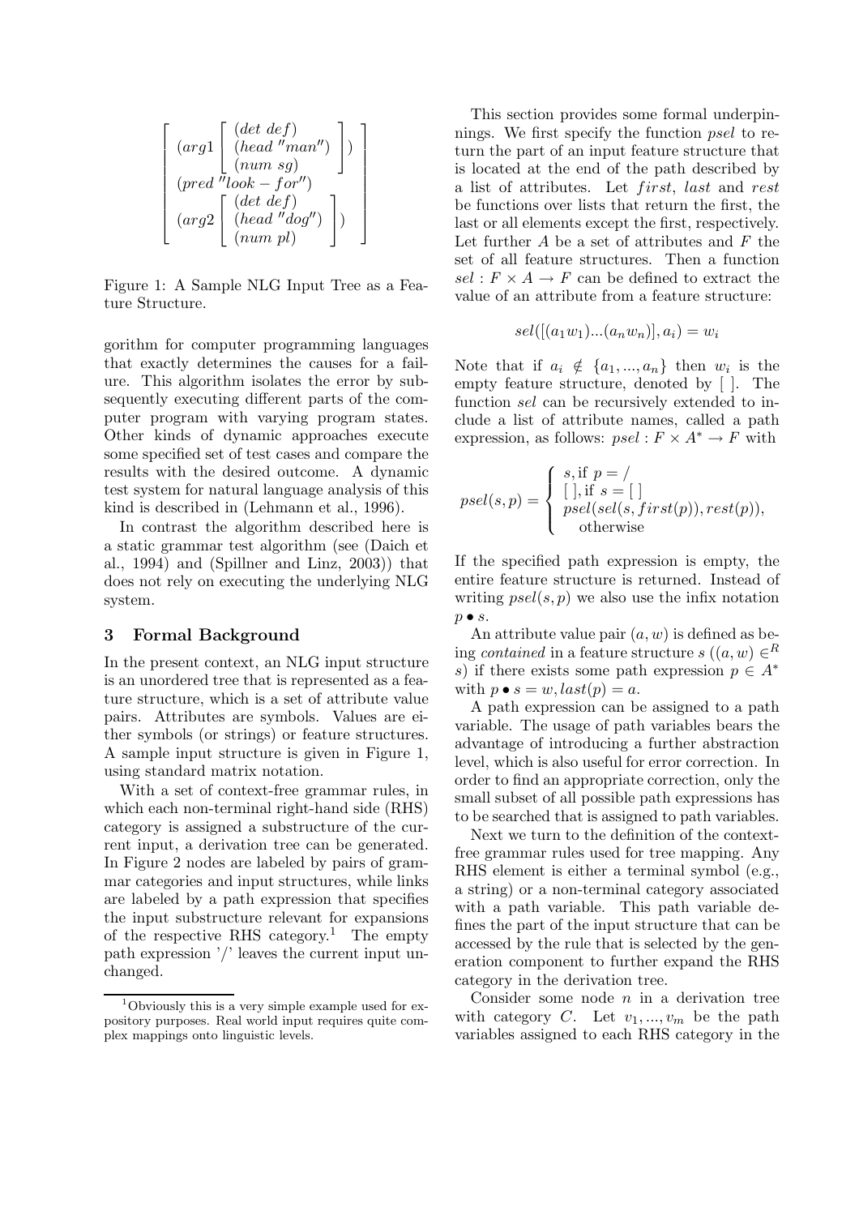$$
\left[
\begin{array}{l}
(arg1 \left[ \begin{array}{l} (det\ def) \\ (head\ ''man'') \\ (num\ sg) \end{array} \right]) \\
(pred\ ''look-for'') \\
(arg2 \left[ \begin{array}{l} (det\ def) \\ (head\ ''dog'') \\ (num\ pl) \end{array} \right])
\end{array}
\right]
$$

Figure 1: A Sample NLG Input Tree as a Feature Structure.

gorithm for computer programming languages that exactly determines the causes for a failure. This algorithm isolates the error by subsequently executing different parts of the computer program with varying program states. Other kinds of dynamic approaches execute some specified set of test cases and compare the results with the desired outcome. A dynamic test system for natural language analysis of this kind is described in (Lehmann et al., 1996).

In contrast the algorithm described here is a static grammar test algorithm (see (Daich et al., 1994) and (Spillner and Linz, 2003)) that does not rely on executing the underlying NLG system.

## 3 Formal Background

In the present context, an NLG input structure is an unordered tree that is represented as a feature structure, which is a set of attribute value pairs. Attributes are symbols. Values are either symbols (or strings) or feature structures. A sample input structure is given in Figure 1, using standard matrix notation.

With a set of context-free grammar rules, in which each non-terminal right-hand side (RHS) category is assigned a substructure of the current input, a derivation tree can be generated. In Figure 2 nodes are labeled by pairs of grammar categories and input structures, while links are labeled by a path expression that specifies the input substructure relevant for expansions of the respective RHS category.[1] The empty path expression '/' leaves the current input unchanged.

This section provides some formal underpinnings. We first specify the function *psel* to return the part of an input feature structure that is located at the end of the path described by a list of attributes. Let *first*, *last* and *rest* be functions over lists that return the first, the last or all elements except the first, respectively. Let further $A$ be a set of attributes and $F$ the set of all feature structures. Then a function $sel : F \times A \rightarrow F$ can be defined to extract the value of an attribute from a feature structure:

$$sel([(a_1 w_1)...(a_n w_n)], a_i) = w_i$$

Note that if $a_i \notin \{a_1, ..., a_n\}$ then $w_i$ is the empty feature structure, denoted by $[\,]$. The function *sel* can be recursively extended to include a list of attribute names, called a path expression, as follows: $psel : F \times A^* \rightarrow F$ with

$$
psel(s, p) = \begin{cases} s, \text{if } p = / \\ [\,], \text{if } s = [\,] \\ psel(sel(s, first(p)), rest(p)), \\ \quad \text{otherwise} \end{cases}
$$

If the specified path expression is empty, the entire feature structure is returned. Instead of writing $psel(s, p)$ we also use the infix notation $p \bullet s$.

An attribute value pair $(a, w)$ is defined as being *contained* in a feature structure $s$ ($(a, w) \in^R s$) if there exists some path expression $p \in A^*$ with $p \bullet s = w, last(p) = a$.

A path expression can be assigned to a path variable. The usage of path variables bears the advantage of introducing a further abstraction level, which is also useful for error correction. In order to find an appropriate correction, only the small subset of all possible path expressions has to be searched that is assigned to path variables.

Next we turn to the definition of the context-free grammar rules used for tree mapping. Any RHS element is either a terminal symbol (e.g., a string) or a non-terminal category associated with a path variable. This path variable defines the part of the input structure that can be accessed by the rule that is selected by the generation component to further expand the RHS category in the derivation tree.

Consider some node $n$ in a derivation tree with category $C$. Let $v_1, ..., v_m$ be the path variables assigned to each RHS category in the

[1] Obviously this is a very simple example used for expository purposes. Real world input requires quite complex mappings onto linguistic levels.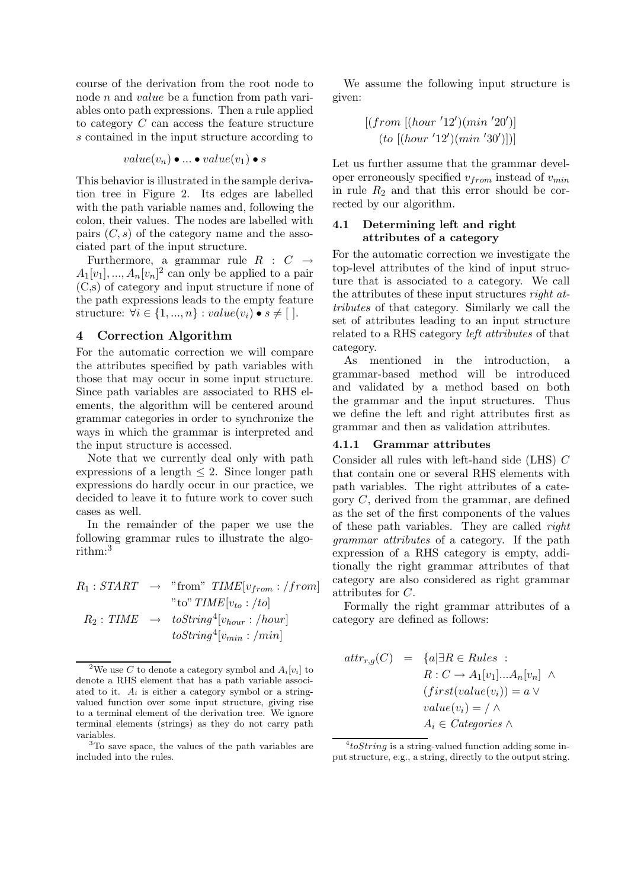course of the derivation from the root node to node $n$ and *value* be a function from path variables onto path expressions. Then a rule applied to category $C$ can access the feature structure $s$ contained in the input structure according to

$$value(v_n) \bullet ... \bullet value(v_1) \bullet s$$

This behavior is illustrated in the sample derivation tree in Figure 2. Its edges are labelled with the path variable names and, following the colon, their values. The nodes are labelled with pairs $(C, s)$ of the category name and the associated part of the input structure.

Furthermore, a grammar rule $R : C \rightarrow A_1[v_1], ..., A_n[v_n]$[2] can only be applied to a pair (C,s) of category and input structure if none of the path expressions leads to the empty feature structure: $\forall i \in \{1, ..., n\} : value(v_i) \bullet s \neq [\ ]$.

## 4 Correction Algorithm

For the automatic correction we will compare the attributes specified by path variables with those that may occur in some input structure. Since path variables are associated to RHS elements, the algorithm will be centered around grammar categories in order to synchronize the ways in which the grammar is interpreted and the input structure is accessed.

Note that we currently deal only with path expressions of a length $\leq 2$. Since longer path expressions do hardly occur in our practice, we decided to leave it to future work to cover such cases as well.

In the remainder of the paper we use the following grammar rules to illustrate the algorithm:[3]

$$\begin{aligned} R_1 : START &\rightarrow \text{"from" } TIME[v_{from} : /from] \\ &\quad\ \text{"to" } TIME[v_{to} : /to] \\ R_2 : TIME &\rightarrow toString^4[v_{hour} : /hour] \\ &\quad\ toString^4[v_{min} : /min] \end{aligned}$$

We assume the following input structure is given:

$$\begin{aligned} &[(from\ [(hour\ '12')(min\ '20')] \\ &\quad (to\ [(hour\ '12')(min\ '30')])] \end{aligned}$$

Let us further assume that the grammar developer erroneously specified $v_{from}$ instead of $v_{min}$ in rule $R_2$ and that this error should be corrected by our algorithm.

### 4.1 Determining left and right attributes of a category

For the automatic correction we investigate the top-level attributes of the kind of input structure that is associated to a category. We call the attributes of these input structures *right attributes* of that category. Similarly we call the set of attributes leading to an input structure related to a RHS category *left attributes* of that category.

As mentioned in the introduction, a grammar-based method will be introduced and validated by a method based on both the grammar and the input structures. Thus we define the left and right attributes first as grammar and then as validation attributes.

#### 4.1.1 Grammar attributes

Consider all rules with left-hand side (LHS) $C$ that contain one or several RHS elements with path variables. The right attributes of a category $C$, derived from the grammar, are defined as the set of the first components of the values of these path variables. They are called *right grammar attributes* of a category. If the path expression of a RHS category is empty, additionally the right grammar attributes of that category are also considered as right grammar attributes for $C$.

Formally the right grammar attributes of a category are defined as follows:

$$\begin{aligned} attr_{r,g}(C) \ = \ & \{a | \exists R \in Rules \ : \\ & R : C \rightarrow A_1[v_1]...A_n[v_n] \ \wedge \\ & (first(value(v_i)) = a \ \vee \\ & value(v_i) = / \ \wedge \\ & A_i \in Categories \ \wedge \end{aligned}$$

---

[2] We use $C$ to denote a category symbol and $A_i[v_i]$ to denote a RHS element that has a path variable associated to it. $A_i$ is either a category symbol or a string-valued function over some input structure, giving rise to a terminal element of the derivation tree. We ignore terminal elements (strings) as they do not carry path variables.

[3] To save space, the values of the path variables are included into the rules.

[4] *toString* is a string-valued function adding some input structure, e.g., a string, directly to the output string.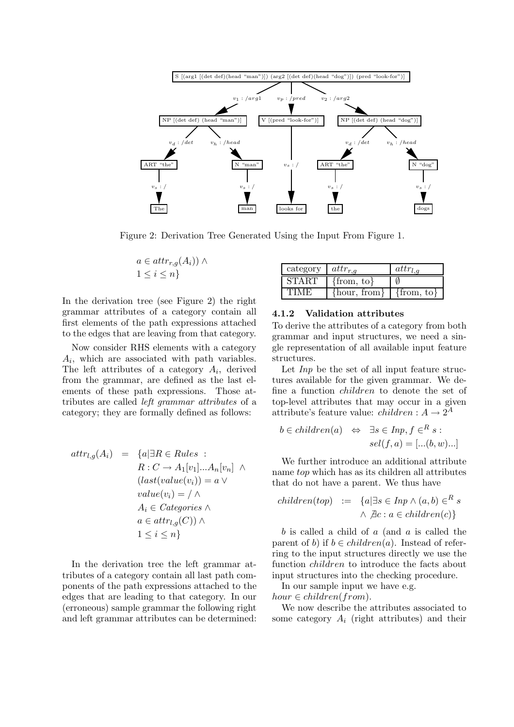Figure 2: Derivation Tree Generated Using the Input From Figure 1.

$$a \in attr_{r,g}(A_i)) \wedge$$
$$1 \leq i \leq n\}$$

In the derivation tree (see Figure 2) the right grammar attributes of a category contain all first elements of the path expressions attached to the edges that are leaving from that category.

Now consider RHS elements with a category $A_i$, which are associated with path variables. The left attributes of a category $A_i$, derived from the grammar, are defined as the last elements of these path expressions. Those attributes are called *left grammar attributes* of a category; they are formally defined as follows:

$$
\begin{aligned}
attr_{l,g}(A_i) \;=\; & \{a \mid \exists R \in Rules \;: \\
& R : C \rightarrow A_1[v_1]...A_n[v_n] \;\wedge \\
& (last(value(v_i)) = a \vee \\
& value(v_i) = / \wedge \\
& A_i \in Categories \wedge \\
& a \in attr_{l,g}(C)) \wedge \\
& 1 \leq i \leq n\}
\end{aligned}
$$

In the derivation tree the left grammar attributes of a category contain all last path components of the path expressions attached to the edges that are leading to that category. In our (erroneous) sample grammar the following right and left grammar attributes can be determined:

| category | $attr_{r,g}$ | $attr_{l,g}$ |
|---|---|---|
| START | {from, to} | $\emptyset$ |
| TIME | {hour, from} | {from, to} |

### 4.1.2 Validation attributes

To derive the attributes of a category from both grammar and input structures, we need a single representation of all available input feature structures.

Let *Inp* be the set of all input feature structures available for the given grammar. We define a function *children* to denote the set of top-level attributes that may occur in a given attribute's feature value: $children : A \rightarrow 2^A$

$$
\begin{aligned}
b \in children(a) \;\Leftrightarrow\; & \exists s \in Inp, f \in^R s : \\
& sel(f, a) = [...(b, w)...]
\end{aligned}
$$

We further introduce an additional attribute name *top* which has as its children all attributes that do not have a parent. We thus have

$$
\begin{aligned}
children(top) \;:=\; & \{a \mid \exists s \in Inp \wedge (a, b) \in^R s \\
& \wedge \; \nexists c : a \in children(c)\}
\end{aligned}
$$

$b$ is called a child of $a$ (and $a$ is called the parent of $b$) if $b \in children(a)$. Instead of referring to the input structures directly we use the function *children* to introduce the facts about input structures into the checking procedure.

In our sample input we have e.g. $hour \in children(from)$.

We now describe the attributes associated to some category $A_i$ (right attributes) and their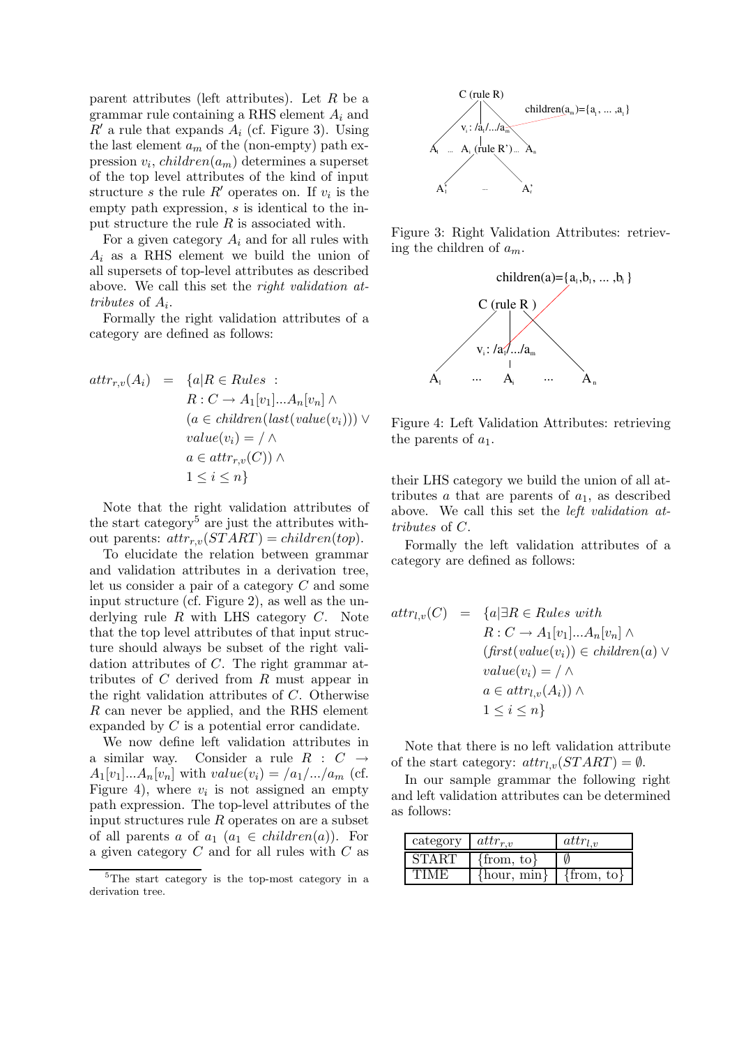parent attributes (left attributes). Let $R$ be a grammar rule containing a RHS element $A_i$ and $R'$ a rule that expands $A_i$ (cf. Figure 3). Using the last element $a_m$ of the (non-empty) path expression $v_i$, $children(a_m)$ determines a superset of the top level attributes of the kind of input structure $s$ the rule $R'$ operates on. If $v_i$ is the empty path expression, $s$ is identical to the input structure the rule $R$ is associated with.

For a given category $A_i$ and for all rules with $A_i$ as a RHS element we build the union of all supersets of top-level attributes as described above. We call this set the *right validation attributes* of $A_i$.

Formally the right validation attributes of a category are defined as follows:

$$
\begin{aligned}
attr_{r,v}(A_i) \;=\; & \{a | R \in Rules \; : \\
& R : C \rightarrow A_1[v_1]...A_n[v_n] \wedge \\
& (a \in children(last(value(v_i))) \vee \\
& value(v_i) = / \wedge \\
& a \in attr_{r,v}(C)) \wedge \\
& 1 \leq i \leq n\}
\end{aligned}
$$

Note that the right validation attributes of the start category[5] are just the attributes without parents: $attr_{r,v}(START) = children(top)$.

To elucidate the relation between grammar and validation attributes in a derivation tree, let us consider a pair of a category $C$ and some input structure (cf. Figure 2), as well as the underlying rule $R$ with LHS category $C$. Note that the top level attributes of that input structure should always be subset of the right validation attributes of $C$. The right grammar attributes of $C$ derived from $R$ must appear in the right validation attributes of $C$. Otherwise $R$ can never be applied, and the RHS element expanded by $C$ is a potential error candidate.

We now define left validation attributes in a similar way. Consider a rule $R : C \rightarrow A_1[v_1]...A_n[v_n]$ with $value(v_i) = /a_1/.../a_m$ (cf. Figure 4), where $v_i$ is not assigned an empty path expression. The top-level attributes of the input structures rule $R$ operates on are a subset of all parents $a$ of $a_1$ ($a_1 \in children(a)$). For a given category $C$ and for all rules with $C$ as their LHS category we build the union of all attributes $a$ that are parents of $a_1$, as described above. We call this set the *left validation attributes* of $C$.

Figure 3: Right Validation Attributes: retrieving the children of $a_m$.

Figure 4: Left Validation Attributes: retrieving the parents of $a_1$.

Formally the left validation attributes of a category are defined as follows:

$$
\begin{aligned}
attr_{l,v}(C) \;=\; & \{a | \exists R \in Rules \textit{ with} \\
& R : C \rightarrow A_1[v_1]...A_n[v_n] \wedge \\
& (first(value(v_i)) \in children(a) \vee \\
& value(v_i) = / \wedge \\
& a \in attr_{l,v}(A_i)) \wedge \\
& 1 \leq i \leq n\}
\end{aligned}
$$

Note that there is no left validation attribute of the start category: $attr_{l,v}(START) = \emptyset$.

In our sample grammar the following right and left validation attributes can be determined as follows:

| category | $attr_{r,v}$ | $attr_{l,v}$ |
|---|---|---|
| START | {from, to} | $\emptyset$ |
| TIME | {hour, min} | {from, to} |

[5] The start category is the top-most category in a derivation tree.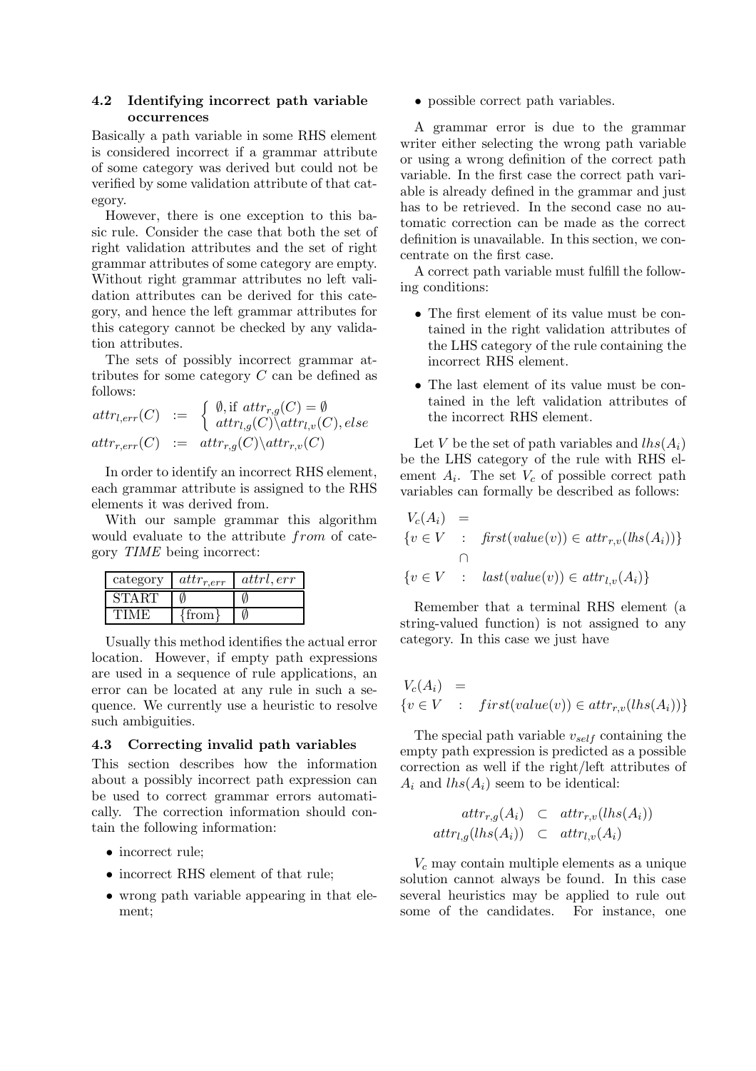### 4.2 Identifying incorrect path variable occurrences

Basically a path variable in some RHS element is considered incorrect if a grammar attribute of some category was derived but could not be verified by some validation attribute of that category.

However, there is one exception to this basic rule. Consider the case that both the set of right validation attributes and the set of right grammar attributes of some category are empty. Without right grammar attributes no left validation attributes can be derived for this category, and hence the left grammar attributes for this category cannot be checked by any validation attributes.

The sets of possibly incorrect grammar attributes for some category $C$ can be defined as follows:

$$attr_{l,err}(C) \;:=\; \begin{cases} \emptyset, \text{if } attr_{r,g}(C) = \emptyset \\ attr_{l,g}(C) \backslash attr_{l,v}(C), else \end{cases}$$

$$attr_{r,err}(C) \;:=\; attr_{r,g}(C) \backslash attr_{r,v}(C)$$

In order to identify an incorrect RHS element, each grammar attribute is assigned to the RHS elements it was derived from.

With our sample grammar this algorithm would evaluate to the attribute $from$ of category *TIME* being incorrect:

| category | $attr_{r,err}$ | $attrl, err$ |
|---|---|---|
| START | $\emptyset$ | $\emptyset$ |
| TIME | {from} | $\emptyset$ |

Usually this method identifies the actual error location. However, if empty path expressions are used in a sequence of rule applications, an error can be located at any rule in such a sequence. We currently use a heuristic to resolve such ambiguities.

### 4.3 Correcting invalid path variables

This section describes how the information about a possibly incorrect path expression can be used to correct grammar errors automatically. The correction information should contain the following information:

- incorrect rule;
- incorrect RHS element of that rule;
- wrong path variable appearing in that element;
- possible correct path variables.

A grammar error is due to the grammar writer either selecting the wrong path variable or using a wrong definition of the correct path variable. In the first case the correct path variable is already defined in the grammar and just has to be retrieved. In the second case no automatic correction can be made as the correct definition is unavailable. In this section, we concentrate on the first case.

A correct path variable must fulfill the following conditions:

- The first element of its value must be contained in the right validation attributes of the LHS category of the rule containing the incorrect RHS element.
- The last element of its value must be contained in the left validation attributes of the incorrect RHS element.

Let $V$ be the set of path variables and $lhs(A_i)$ be the LHS category of the rule with RHS element $A_i$. The set $V_c$ of possible correct path variables can formally be described as follows:

$$\begin{aligned} V_c(A_i) \;&=\; \\ \{v \in V \;&:\; \mathit{first}(value(v)) \in attr_{r,v}(lhs(A_i))\} \\ &\cap \\ \{v \in V \;&:\; \mathit{last}(value(v)) \in attr_{l,v}(A_i)\} \end{aligned}$$

Remember that a terminal RHS element (a string-valued function) is not assigned to any category. In this case we just have

$$\begin{aligned} V_c(A_i) \;&=\; \\ \{v \in V \;&:\; first(value(v)) \in attr_{r,v}(lhs(A_i))\} \end{aligned}$$

The special path variable $v_{self}$ containing the empty path expression is predicted as a possible correction as well if the right/left attributes of $A_i$ and $lhs(A_i)$ seem to be identical:

$$\begin{aligned} attr_{r,g}(A_i) \;&\subset\; attr_{r,v}(lhs(A_i)) \\ attr_{l,g}(lhs(A_i)) \;&\subset\; attr_{l,v}(A_i) \end{aligned}$$

$V_c$ may contain multiple elements as a unique solution cannot always be found. In this case several heuristics may be applied to rule out some of the candidates. For instance, one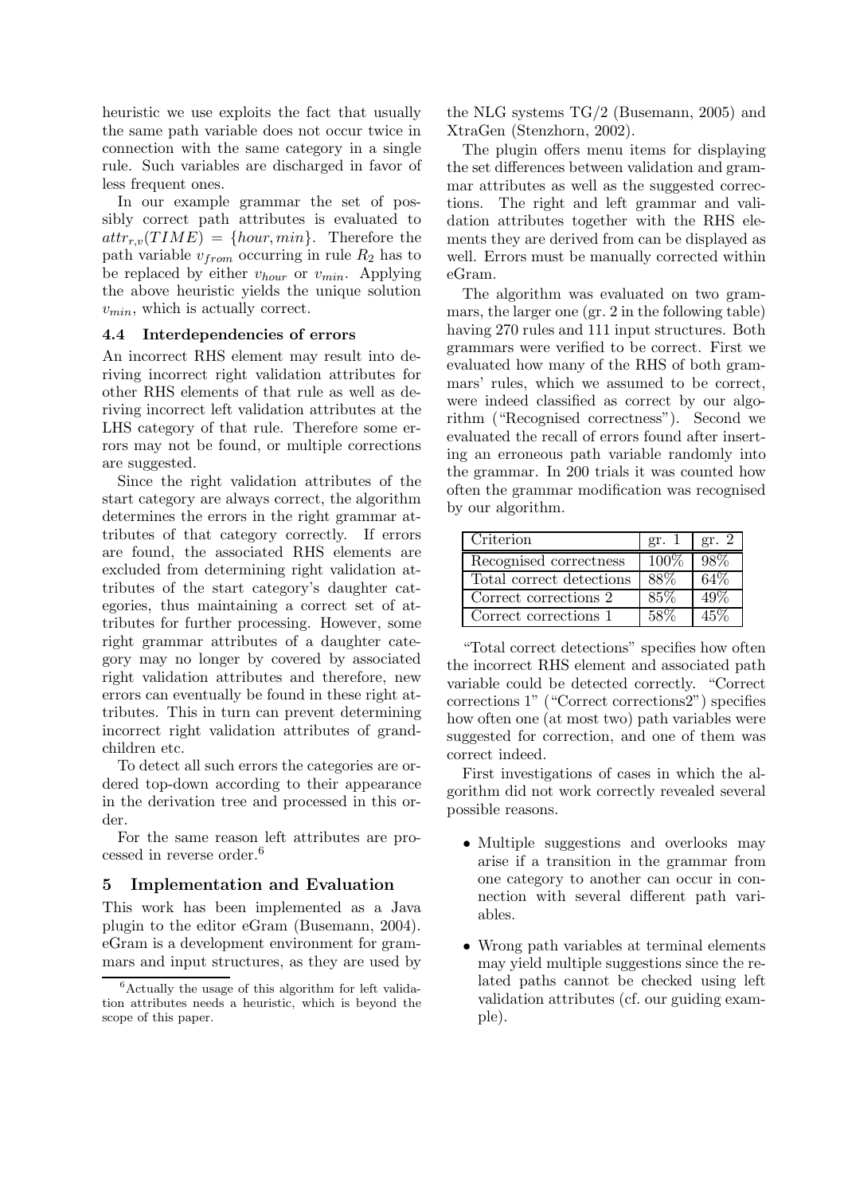heuristic we use exploits the fact that usually the same path variable does not occur twice in connection with the same category in a single rule. Such variables are discharged in favor of less frequent ones.

In our example grammar the set of possibly correct path attributes is evaluated to $attr_{r,v}(TIME) = \{hour, min\}$. Therefore the path variable $v_{from}$ occurring in rule $R_2$ has to be replaced by either $v_{hour}$ or $v_{min}$. Applying the above heuristic yields the unique solution $v_{min}$, which is actually correct.

### 4.4 Interdependencies of errors

An incorrect RHS element may result into deriving incorrect right validation attributes for other RHS elements of that rule as well as deriving incorrect left validation attributes at the LHS category of that rule. Therefore some errors may not be found, or multiple corrections are suggested.

Since the right validation attributes of the start category are always correct, the algorithm determines the errors in the right grammar attributes of that category correctly. If errors are found, the associated RHS elements are excluded from determining right validation attributes of the start category's daughter categories, thus maintaining a correct set of attributes for further processing. However, some right grammar attributes of a daughter category may no longer by covered by associated right validation attributes and therefore, new errors can eventually be found in these right attributes. This in turn can prevent determining incorrect right validation attributes of grandchildren etc.

To detect all such errors the categories are ordered top-down according to their appearance in the derivation tree and processed in this order.

For the same reason left attributes are processed in reverse order.[6]

## 5 Implementation and Evaluation

This work has been implemented as a Java plugin to the editor eGram (Busemann, 2004). eGram is a development environment for grammars and input structures, as they are used by the NLG systems TG/2 (Busemann, 2005) and XtraGen (Stenzhorn, 2002).

The plugin offers menu items for displaying the set differences between validation and grammar attributes as well as the suggested corrections. The right and left grammar and validation attributes together with the RHS elements they are derived from can be displayed as well. Errors must be manually corrected within eGram.

The algorithm was evaluated on two grammars, the larger one (gr. 2 in the following table) having 270 rules and 111 input structures. Both grammars were verified to be correct. First we evaluated how many of the RHS of both grammars' rules, which we assumed to be correct, were indeed classified as correct by our algorithm ("Recognised correctness"). Second we evaluated the recall of errors found after inserting an erroneous path variable randomly into the grammar. In 200 trials it was counted how often the grammar modification was recognised by our algorithm.

| Criterion | gr. 1 | gr. 2 |
|---|---|---|
| Recognised correctness | 100% | 98% |
| Total correct detections | 88% | 64% |
| Correct corrections 2 | 85% | 49% |
| Correct corrections 1 | 58% | 45% |

"Total correct detections" specifies how often the incorrect RHS element and associated path variable could be detected correctly. "Correct corrections 1" ("Correct corrections2") specifies how often one (at most two) path variables were suggested for correction, and one of them was correct indeed.

First investigations of cases in which the algorithm did not work correctly revealed several possible reasons.

- Multiple suggestions and overlooks may arise if a transition in the grammar from one category to another can occur in connection with several different path variables.
- Wrong path variables at terminal elements may yield multiple suggestions since the related paths cannot be checked using left validation attributes (cf. our guiding example).

[6] Actually the usage of this algorithm for left validation attributes needs a heuristic, which is beyond the scope of this paper.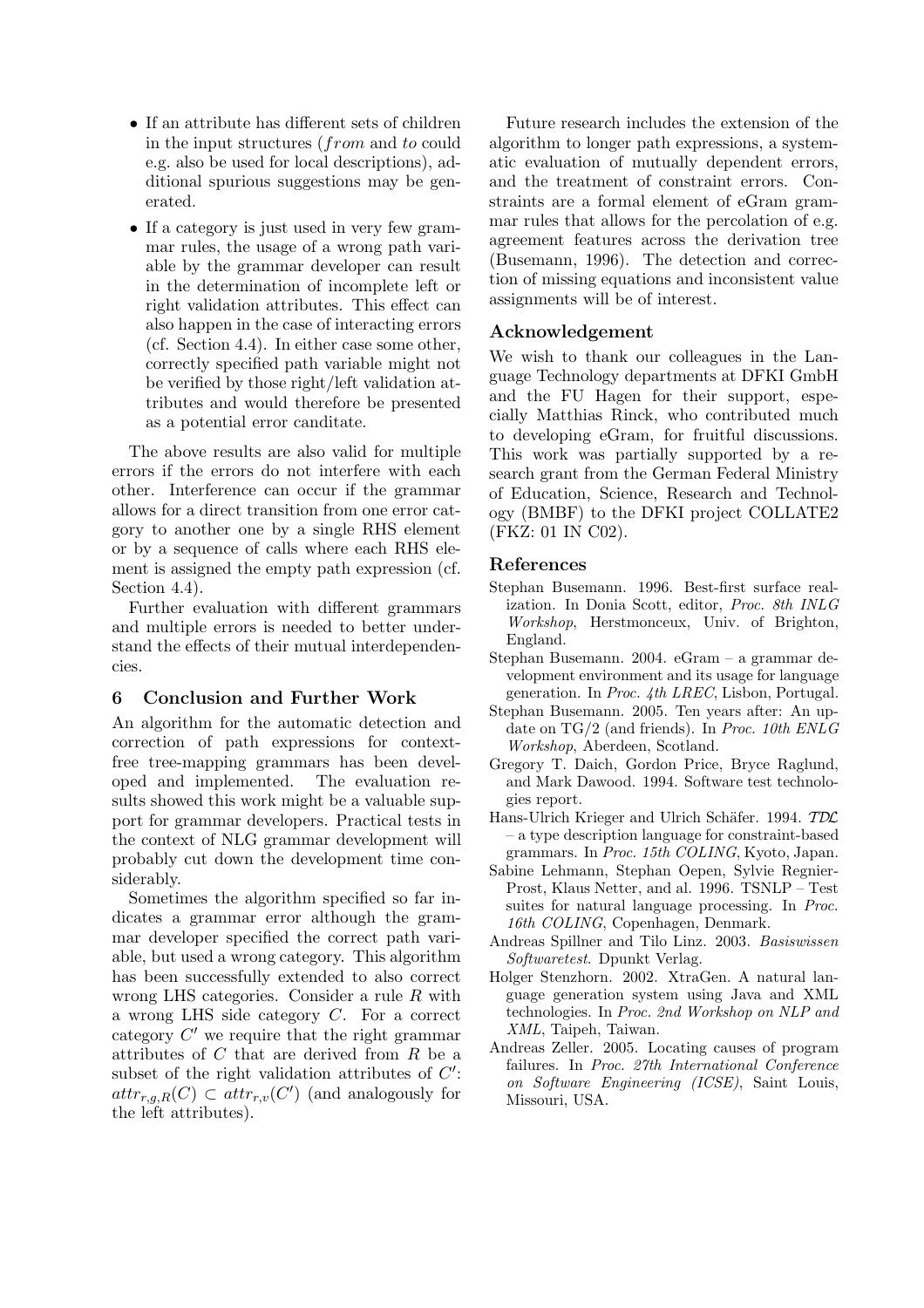- If an attribute has different sets of children in the input structures (*from* and *to* could e.g. also be used for local descriptions), additional spurious suggestions may be generated.
- If a category is just used in very few grammar rules, the usage of a wrong path variable by the grammar developer can result in the determination of incomplete left or right validation attributes. This effect can also happen in the case of interacting errors (cf. Section 4.4). In either case some other, correctly specified path variable might not be verified by those right/left validation attributes and would therefore be presented as a potential error canditate.

The above results are also valid for multiple errors if the errors do not interfere with each other. Interference can occur if the grammar allows for a direct transition from one error category to another one by a single RHS element or by a sequence of calls where each RHS element is assigned the empty path expression (cf. Section 4.4).

Further evaluation with different grammars and multiple errors is needed to better understand the effects of their mutual interdependencies.

## 6 Conclusion and Further Work

An algorithm for the automatic detection and correction of path expressions for context-free tree-mapping grammars has been developed and implemented. The evaluation results showed this work might be a valuable support for grammar developers. Practical tests in the context of NLG grammar development will probably cut down the development time considerably.

Sometimes the algorithm specified so far indicates a grammar error although the grammar developer specified the correct path variable, but used a wrong category. This algorithm has been successfully extended to also correct wrong LHS categories. Consider a rule $R$ with a wrong LHS side category $C$. For a correct category $C'$ we require that the right grammar attributes of $C$ that are derived from $R$ be a subset of the right validation attributes of $C'$: $attr_{r,g,R}(C) \subset attr_{r,v}(C')$ (and analogously for the left attributes).

Future research includes the extension of the algorithm to longer path expressions, a systematic evaluation of mutually dependent errors, and the treatment of constraint errors. Constraints are a formal element of eGram grammar rules that allows for the percolation of e.g. agreement features across the derivation tree (Busemann, 1996). The detection and correction of missing equations and inconsistent value assignments will be of interest.

## Acknowledgement

We wish to thank our colleagues in the Language Technology departments at DFKI GmbH and the FU Hagen for their support, especially Matthias Rinck, who contributed much to developing eGram, for fruitful discussions. This work was partially supported by a research grant from the German Federal Ministry of Education, Science, Research and Technology (BMBF) to the DFKI project COLLATE2 (FKZ: 01 IN C02).

## References

Stephan Busemann. 1996. Best-first surface realization. In Donia Scott, editor, *Proc. 8th INLG Workshop*, Herstmonceux, Univ. of Brighton, England.

Stephan Busemann. 2004. eGram – a grammar development environment and its usage for language generation. In *Proc. 4th LREC*, Lisbon, Portugal.

Stephan Busemann. 2005. Ten years after: An update on TG/2 (and friends). In *Proc. 10th ENLG Workshop*, Aberdeen, Scotland.

Gregory T. Daich, Gordon Price, Bryce Raglund, and Mark Dawood. 1994. Software test technologies report.

Hans-Ulrich Krieger and Ulrich Schäfer. 1994. *TDL* – a type description language for constraint-based grammars. In *Proc. 15th COLING*, Kyoto, Japan.

Sabine Lehmann, Stephan Oepen, Sylvie Regnier-Prost, Klaus Netter, and al. 1996. TSNLP – Test suites for natural language processing. In *Proc. 16th COLING*, Copenhagen, Denmark.

Andreas Spillner and Tilo Linz. 2003. *Basiswissen Softwaretest*. Dpunkt Verlag.

Holger Stenzhorn. 2002. XtraGen. A natural language generation system using Java and XML technologies. In *Proc. 2nd Workshop on NLP and XML*, Taipeh, Taiwan.

Andreas Zeller. 2005. Locating causes of program failures. In *Proc. 27th International Conference on Software Engineering (ICSE)*, Saint Louis, Missouri, USA.